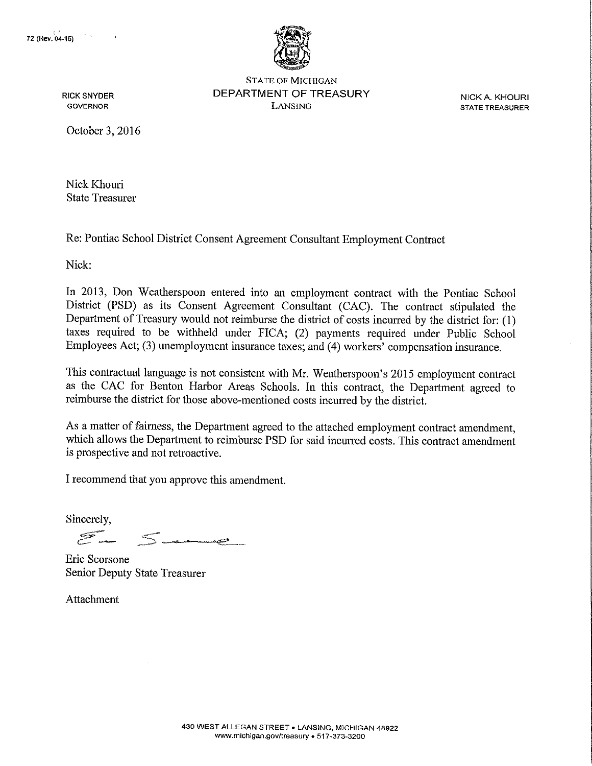72 (Rev. 04-15)

STATE OF MICHIGAN
DEPARTMENT OF TREASURY
LANSING

RICK SNYDER
GOVERNOR

NICK A. KHOURI
STATE TREASURER

October 3, 2016

Nick Khouri
State Treasurer

Re: Pontiac School District Consent Agreement Consultant Employment Contract

Nick:

In 2013, Don Weatherspoon entered into an employment contract with the Pontiac School District (PSD) as its Consent Agreement Consultant (CAC). The contract stipulated the Department of Treasury would not reimburse the district of costs incurred by the district for: (1) taxes required to be withheld under FICA; (2) payments required under Public School Employees Act; (3) unemployment insurance taxes; and (4) workers' compensation insurance.

This contractual language is not consistent with Mr. Weatherspoon's 2015 employment contract as the CAC for Benton Harbor Areas Schools. In this contract, the Department agreed to reimburse the district for those above-mentioned costs incurred by the district.

As a matter of fairness, the Department agreed to the attached employment contract amendment, which allows the Department to reimburse PSD for said incurred costs. This contract amendment is prospective and not retroactive.

I recommend that you approve this amendment.

Sincerely,

Eric Scorsone
Senior Deputy State Treasurer

Attachment

430 WEST ALLEGAN STREET • LANSING, MICHIGAN 48922
www.michigan.gov/treasury • 517-373-3200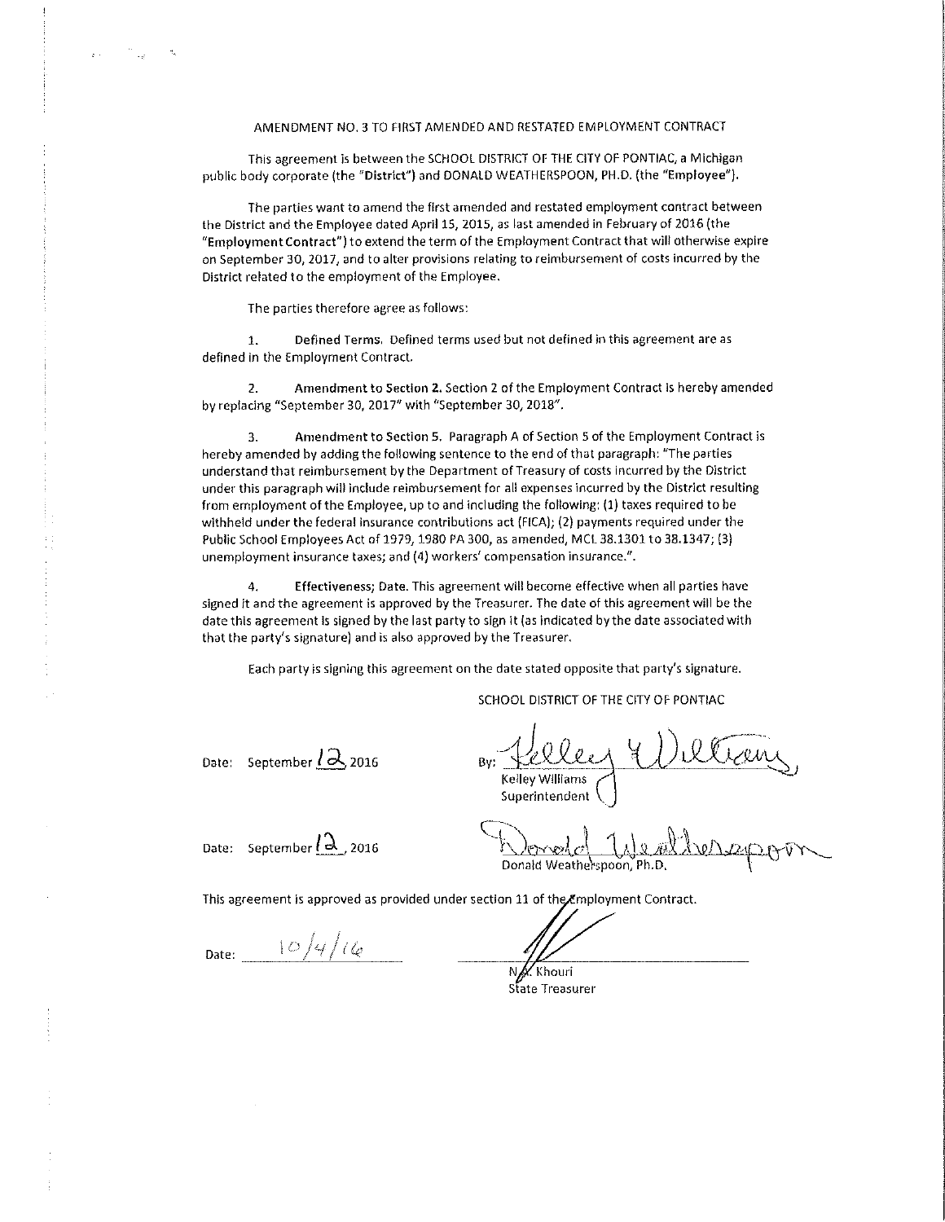AMENDMENT NO. 3 TO FIRST AMENDED AND RESTATED EMPLOYMENT CONTRACT

This agreement is between the SCHOOL DISTRICT OF THE CITY OF PONTIAC, a Michigan public body corporate (the "**District**") and DONALD WEATHERSPOON, PH.D. (the "**Employee**").

The parties want to amend the first amended and restated employment contract between the District and the Employee dated April 15, 2015, as last amended in February of 2016 (the "**Employment Contract**") to extend the term of the Employment Contract that will otherwise expire on September 30, 2017, and to alter provisions relating to reimbursement of costs incurred by the District related to the employment of the Employee.

The parties therefore agree as follows:

1. **Defined Terms.** Defined terms used but not defined in this agreement are as defined in the Employment Contract.

2. **Amendment to Section 2.** Section 2 of the Employment Contract is hereby amended by replacing "September 30, 2017" with "September 30, 2018".

3. **Amendment to Section 5.** Paragraph A of Section 5 of the Employment Contract is hereby amended by adding the following sentence to the end of that paragraph: "The parties understand that reimbursement by the Department of Treasury of costs incurred by the District under this paragraph will include reimbursement for all expenses incurred by the District resulting from employment of the Employee, up to and including the following: (1) taxes required to be withheld under the federal insurance contributions act (FICA); (2) payments required under the Public School Employees Act of 1979, 1980 PA 300, as amended, MCL 38.1301 to 38.1347; (3) unemployment insurance taxes; and (4) workers' compensation insurance.".

4. **Effectiveness; Date.** This agreement will become effective when all parties have signed it and the agreement is approved by the Treasurer. The date of this agreement will be the date this agreement is signed by the last party to sign it (as indicated by the date associated with that the party's signature) and is also approved by the Treasurer.

Each party is signing this agreement on the date stated opposite that party's signature.

SCHOOL DISTRICT OF THE CITY OF PONTIAC

Date: September 12, 2016

By: Kelley Williams
Kelley Williams
Superintendent

Date: September 12, 2016

Donald Weatherspoon
Donald Weatherspoon, Ph.D.

This agreement is approved as provided under section 11 of the Employment Contract.

Date: 10/4/16

N.A. Khouri
State Treasurer